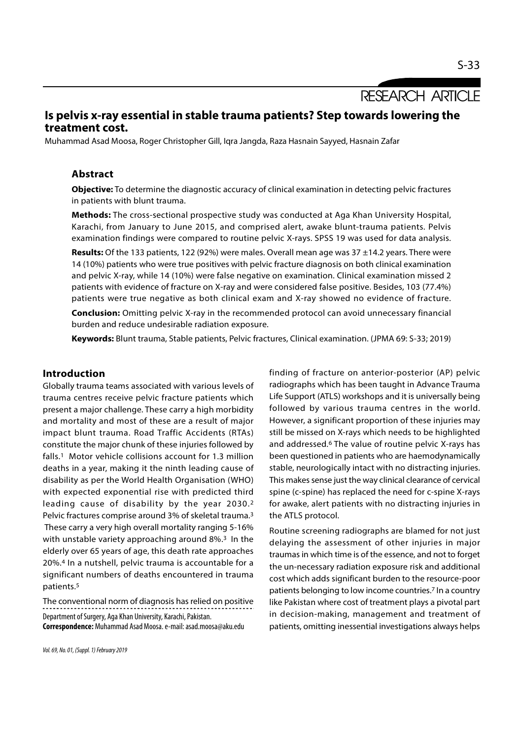RESEARCH ARTICLE

# Is pelvis x-ray essential in stable trauma patients? Step towards lowering the treatment cost.

Muhammad Asad Moosa, Roger Christopher Gill, Iqra Jangda, Raza Hasnain Sayyed, Hasnain Zafar

## Abstract

**Objective:** To determine the diagnostic accuracy of clinical examination in detecting pelvic fractures in patients with blunt trauma.

**Methods:** The cross-sectional prospective study was conducted at Aga Khan University Hospital, Karachi, from January to June 2015, and comprised alert, awake blunt-trauma patients. Pelvis examination findings were compared to routine pelvic X-rays. SPSS 19 was used for data analysis.

**Results:** Of the 133 patients, 122 (92%) were males. Overall mean age was 37 ±14.2 years. There were 14 (10%) patients who were true positives with pelvic fracture diagnosis on both clinical examination and pelvic X-ray, while 14 (10%) were false negative on examination. Clinical examination missed 2 patients with evidence of fracture on X-ray and were considered false positive. Besides, 103 (77.4%) patients were true negative as both clinical exam and X-ray showed no evidence of fracture.

**Conclusion:** Omitting pelvic X-ray in the recommended protocol can avoid unnecessary financial burden and reduce undesirable radiation exposure.

**Keywords:** Blunt trauma, Stable patients, Pelvic fractures, Clinical examination. (JPMA 69: S-33; 2019)

## Introduction

Globally trauma teams associated with various levels of trauma centres receive pelvic fracture patients which present a major challenge. These carry a high morbidity and mortality and most of these are a result of major impact blunt trauma. Road Traffic Accidents (RTAs) constitute the major chunk of these injuries followed by falls.[1] Motor vehicle collisions account for 1.3 million deaths in a year, making it the ninth leading cause of disability as per the World Health Organisation (WHO) with expected exponential rise with predicted third leading cause of disability by the year 2030.[2] Pelvic fractures comprise around 3% of skeletal trauma.[3] These carry a very high overall mortality ranging 5-16% with unstable variety approaching around 8%.[3] In the elderly over 65 years of age, this death rate approaches 20%.[4] In a nutshell, pelvic trauma is accountable for a significant numbers of deaths encountered in trauma patients.[5]

The conventional norm of diagnosis has relied on positive finding of fracture on anterior-posterior (AP) pelvic radiographs which has been taught in Advance Trauma Life Support (ATLS) workshops and it is universally being followed by various trauma centres in the world. However, a significant proportion of these injuries may still be missed on X-rays which needs to be highlighted and addressed.[6] The value of routine pelvic X-rays has been questioned in patients who are haemodynamically stable, neurologically intact with no distracting injuries. This makes sense just the way clinical clearance of cervical spine (c-spine) has replaced the need for c-spine X-rays for awake, alert patients with no distracting injuries in the ATLS protocol.

Routine screening radiographs are blamed for not just delaying the assessment of other injuries in major traumas in which time is of the essence, and not to forget the un-necessary radiation exposure risk and additional cost which adds significant burden to the resource-poor patients belonging to low income countries.[7] In a country like Pakistan where cost of treatment plays a pivotal part in decision-making, management and treatment of patients, omitting inessential investigations always helps

Department of Surgery, Aga Khan University, Karachi, Pakistan.
**Correspondence:** Muhammad Asad Moosa. e-mail: asad.moosa@aku.edu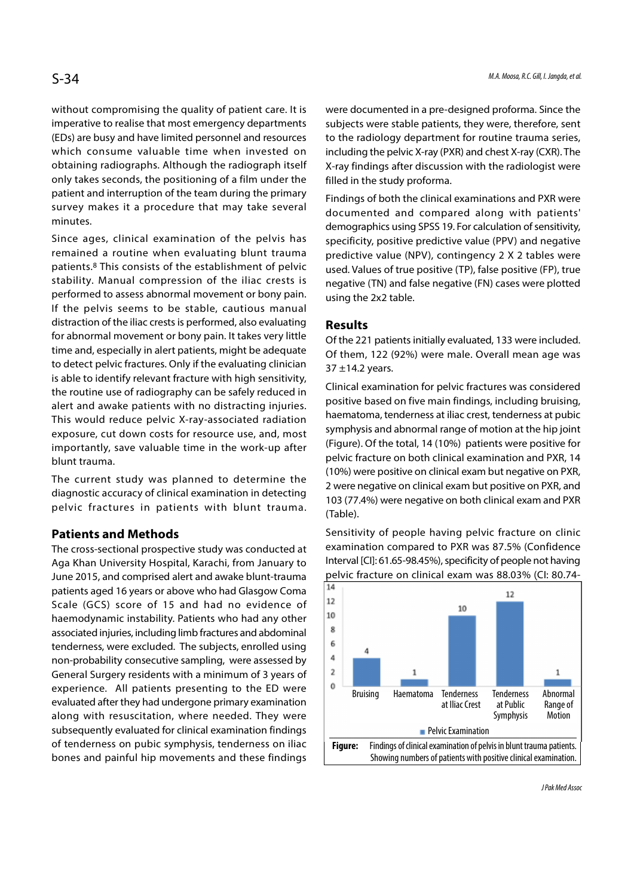without compromising the quality of patient care. It is imperative to realise that most emergency departments (EDs) are busy and have limited personnel and resources which consume valuable time when invested on obtaining radiographs. Although the radiograph itself only takes seconds, the positioning of a film under the patient and interruption of the team during the primary survey makes it a procedure that may take several minutes.

Since ages, clinical examination of the pelvis has remained a routine when evaluating blunt trauma patients.[8] This consists of the establishment of pelvic stability. Manual compression of the iliac crests is performed to assess abnormal movement or bony pain. If the pelvis seems to be stable, cautious manual distraction of the iliac crests is performed, also evaluating for abnormal movement or bony pain. It takes very little time and, especially in alert patients, might be adequate to detect pelvic fractures. Only if the evaluating clinician is able to identify relevant fracture with high sensitivity, the routine use of radiography can be safely reduced in alert and awake patients with no distracting injuries. This would reduce pelvic X-ray-associated radiation exposure, cut down costs for resource use, and, most importantly, save valuable time in the work-up after blunt trauma.

The current study was planned to determine the diagnostic accuracy of clinical examination in detecting pelvic fractures in patients with blunt trauma.

## Patients and Methods

The cross-sectional prospective study was conducted at Aga Khan University Hospital, Karachi, from January to June 2015, and comprised alert and awake blunt-trauma patients aged 16 years or above who had Glasgow Coma Scale (GCS) score of 15 and had no evidence of haemodynamic instability. Patients who had any other associated injuries, including limb fractures and abdominal tenderness, were excluded. The subjects, enrolled using non-probability consecutive sampling, were assessed by General Surgery residents with a minimum of 3 years of experience. All patients presenting to the ED were evaluated after they had undergone primary examination along with resuscitation, where needed. They were subsequently evaluated for clinical examination findings of tenderness on pubic symphysis, tenderness on iliac bones and painful hip movements and these findings were documented in a pre-designed proforma. Since the subjects were stable patients, they were, therefore, sent to the radiology department for routine trauma series, including the pelvic X-ray (PXR) and chest X-ray (CXR). The X-ray findings after discussion with the radiologist were filled in the study proforma.

Findings of both the clinical examinations and PXR were documented and compared along with patients' demographics using SPSS 19. For calculation of sensitivity, specificity, positive predictive value (PPV) and negative predictive value (NPV), contingency 2 X 2 tables were used. Values of true positive (TP), false positive (FP), true negative (TN) and false negative (FN) cases were plotted using the 2x2 table.

## Results

Of the 221 patients initially evaluated, 133 were included. Of them, 122 (92%) were male. Overall mean age was 37 ±14.2 years.

Clinical examination for pelvic fractures was considered positive based on five main findings, including bruising, haematoma, tenderness at iliac crest, tenderness at pubic symphysis and abnormal range of motion at the hip joint (Figure). Of the total, 14 (10%) patients were positive for pelvic fracture on both clinical examination and PXR, 14 (10%) were positive on clinical exam but negative on PXR, 2 were negative on clinical exam but positive on PXR, and 103 (77.4%) were negative on both clinical exam and PXR (Table).

Sensitivity of people having pelvic fracture on clinic examination compared to PXR was 87.5% (Confidence Interval [CI]: 61.65-98.45%), specificity of people not having pelvic fracture on clinical exam was 88.03% (CI: 80.74-

**Figure:** Findings of clinical examination of pelvis in blunt trauma patients. Showing numbers of patients with positive clinical examination.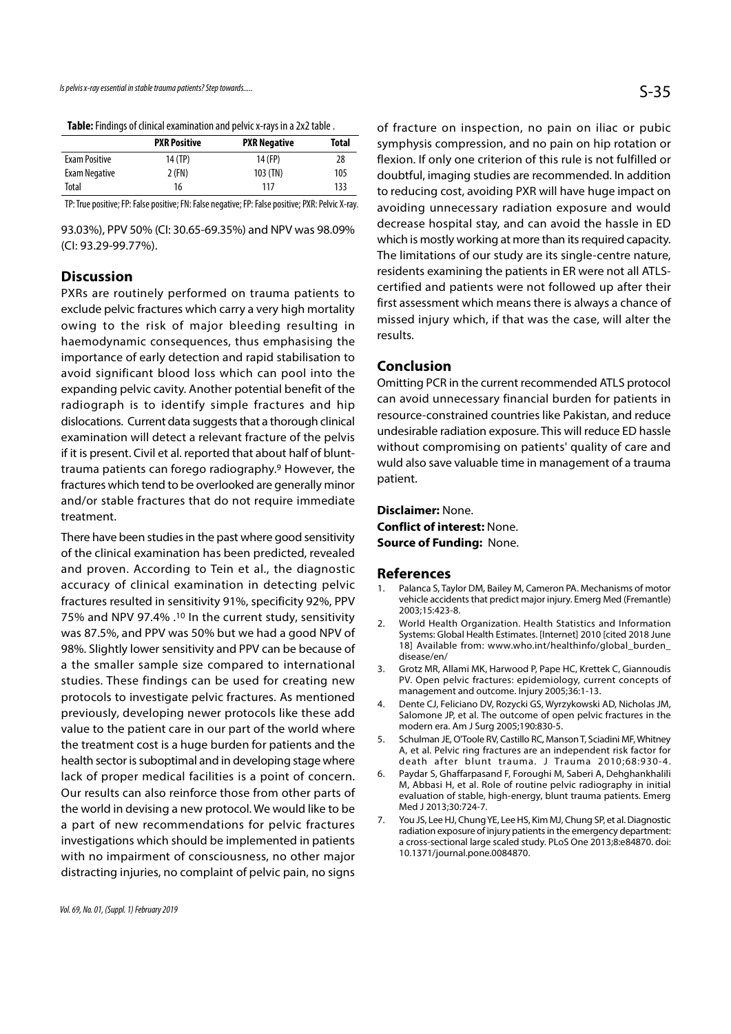**Table:** Findings of clinical examination and pelvic x-rays in a 2x2 table .

| | PXR Positive | PXR Negative | Total |
|---|---|---|---|
| Exam Positive | 14 (TP) | 14 (FP) | 28 |
| Exam Negative | 2 (FN) | 103 (TN) | 105 |
| Total | 16 | 117 | 133 |

TP: True positive; FP: False positive; FN: False negative; FP: False positive; PXR: Pelvic X-ray.

93.03%), PPV 50% (CI: 30.65-69.35%) and NPV was 98.09% (CI: 93.29-99.77%).

## Discussion

PXRs are routinely performed on trauma patients to exclude pelvic fractures which carry a very high mortality owing to the risk of major bleeding resulting in haemodynamic consequences, thus emphasising the importance of early detection and rapid stabilisation to avoid significant blood loss which can pool into the expanding pelvic cavity. Another potential benefit of the radiograph is to identify simple fractures and hip dislocations. Current data suggests that a thorough clinical examination will detect a relevant fracture of the pelvis if it is present. Civil et al. reported that about half of blunt-trauma patients can forego radiography.[9] However, the fractures which tend to be overlooked are generally minor and/or stable fractures that do not require immediate treatment.

There have been studies in the past where good sensitivity of the clinical examination has been predicted, revealed and proven. According to Tein et al., the diagnostic accuracy of clinical examination in detecting pelvic fractures resulted in sensitivity 91%, specificity 92%, PPV 75% and NPV 97.4% .[10] In the current study, sensitivity was 87.5%, and PPV was 50% but we had a good NPV of 98%. Slightly lower sensitivity and PPV can be because of a the smaller sample size compared to international studies. These findings can be used for creating new protocols to investigate pelvic fractures. As mentioned previously, developing newer protocols like these add value to the patient care in our part of the world where the treatment cost is a huge burden for patients and the health sector is suboptimal and in developing stage where lack of proper medical facilities is a point of concern. Our results can also reinforce those from other parts of the world in devising a new protocol. We would like to be a part of new recommendations for pelvic fractures investigations which should be implemented in patients with no impairment of consciousness, no other major distracting injuries, no complaint of pelvic pain, no signs of fracture on inspection, no pain on iliac or pubic symphysis compression, and no pain on hip rotation or flexion. If only one criterion of this rule is not fulfilled or doubtful, imaging studies are recommended. In addition to reducing cost, avoiding PXR will have huge impact on avoiding unnecessary radiation exposure and would decrease hospital stay, and can avoid the hassle in ED which is mostly working at more than its required capacity. The limitations of our study are its single-centre nature, residents examining the patients in ER were not all ATLS-certified and patients were not followed up after their first assessment which means there is always a chance of missed injury which, if that was the case, will alter the results.

## Conclusion

Omitting PCR in the current recommended ATLS protocol can avoid unnecessary financial burden for patients in resource-constrained countries like Pakistan, and reduce undesirable radiation exposure. This will reduce ED hassle without compromising on patients' quality of care and wuld also save valuable time in management of a trauma patient.

**Disclaimer:** None.
**Conflict of interest:** None.
**Source of Funding:** None.

## References

1. Palanca S, Taylor DM, Bailey M, Cameron PA. Mechanisms of motor vehicle accidents that predict major injury. Emerg Med (Fremantle) 2003;15:423-8.
2. World Health Organization. Health Statistics and Information Systems: Global Health Estimates. [Internet] 2010 [cited 2018 June 18] Available from: www.who.int/healthinfo/global_burden_disease/en/
3. Grotz MR, Allami MK, Harwood P, Pape HC, Krettek C, Giannoudis PV. Open pelvic fractures: epidemiology, current concepts of management and outcome. Injury 2005;36:1-13.
4. Dente CJ, Feliciano DV, Rozycki GS, Wyrzykowski AD, Nicholas JM, Salomone JP, et al. The outcome of open pelvic fractures in the modern era. Am J Surg 2005;190:830-5.
5. Schulman JE, O'Toole RV, Castillo RC, Manson T, Sciadini MF, Whitney A, et al. Pelvic ring fractures are an independent risk factor for death after blunt trauma. J Trauma 2010;68:930-4.
6. Paydar S, Ghaffarpasand F, Foroughi M, Saberi A, Dehghankhalili M, Abbasi H, et al. Role of routine pelvic radiography in initial evaluation of stable, high-energy, blunt trauma patients. Emerg Med J 2013;30:724-7.
7. You JS, Lee HJ, Chung YE, Lee HS, Kim MJ, Chung SP, et al. Diagnostic radiation exposure of injury patients in the emergency department: a cross-sectional large scaled study. PLoS One 2013;8:e84870. doi: 10.1371/journal.pone.0084870.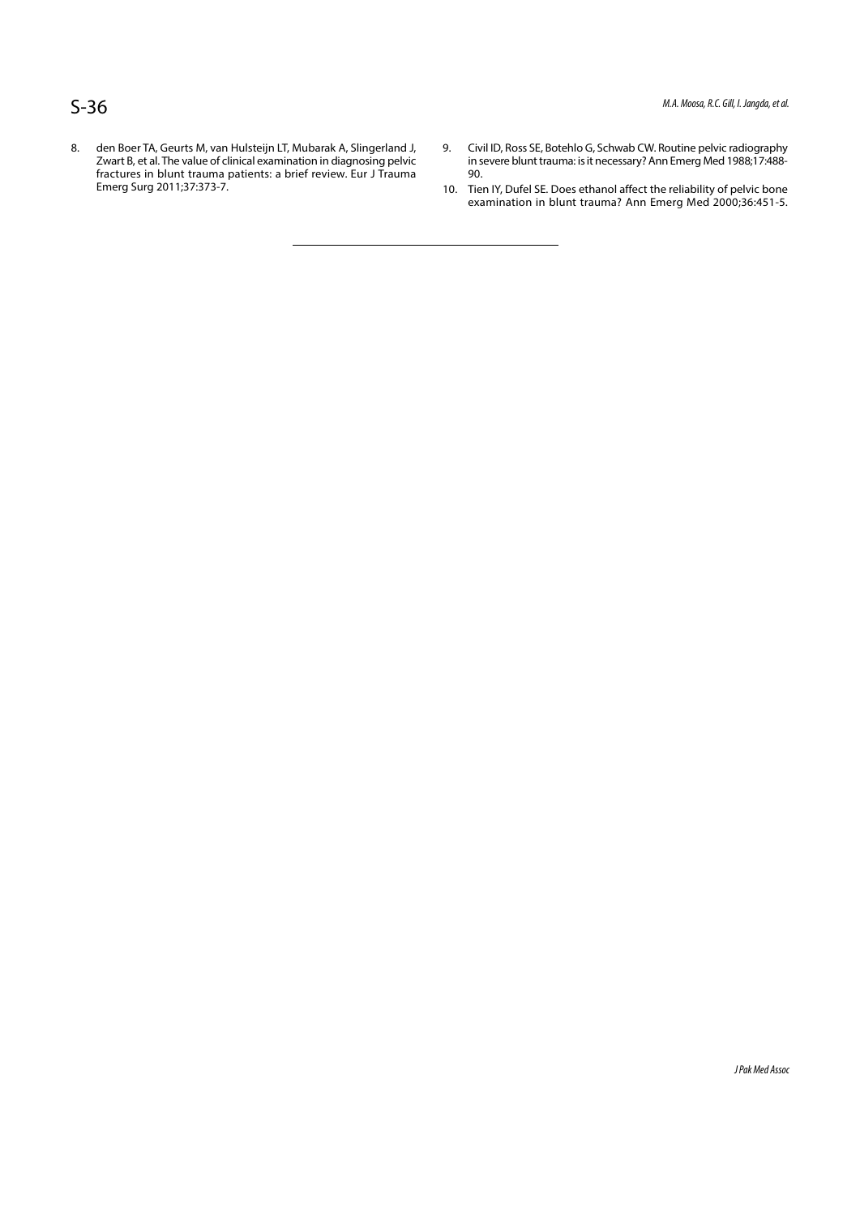8. den Boer TA, Geurts M, van Hulsteijn LT, Mubarak A, Slingerland J, Zwart B, et al. The value of clinical examination in diagnosing pelvic fractures in blunt trauma patients: a brief review. Eur J Trauma Emerg Surg 2011;37:373-7.

9. Civil ID, Ross SE, Botehlo G, Schwab CW. Routine pelvic radiography in severe blunt trauma: is it necessary? Ann Emerg Med 1988;17:488-90.

10. Tien IY, Dufel SE. Does ethanol affect the reliability of pelvic bone examination in blunt trauma? Ann Emerg Med 2000;36:451-5.